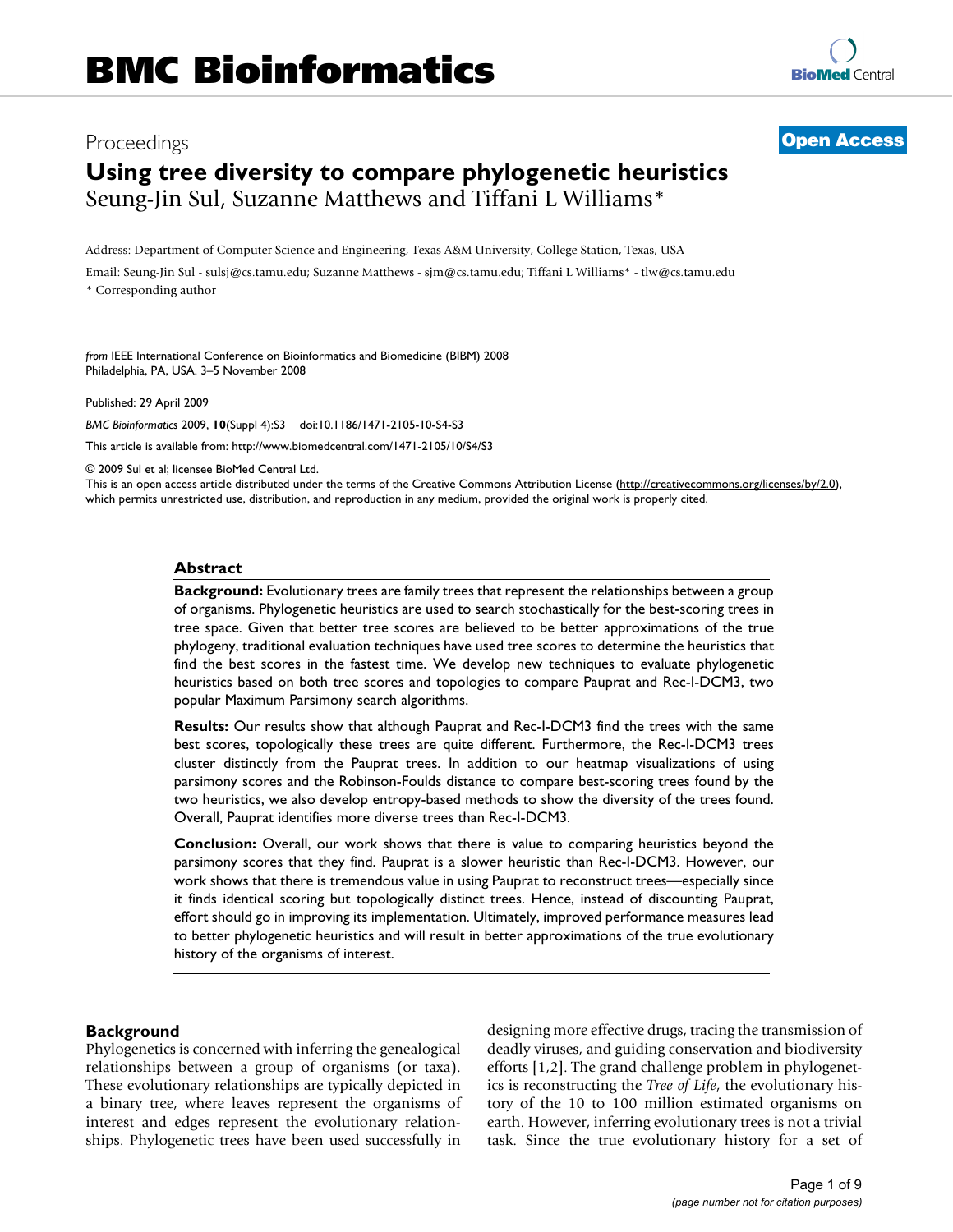# BMC Bioinformatics

Proceedings

**Open Access**

## Using tree diversity to compare phylogenetic heuristics

Seung-Jin Sul, Suzanne Matthews and Tiffani L Williams*

Address: Department of Computer Science and Engineering, Texas A&M University, College Station, Texas, USA

Email: Seung-Jin Sul - sulsj@cs.tamu.edu; Suzanne Matthews - sjm@cs.tamu.edu; Tiffani L Williams* - tlw@cs.tamu.edu

\* Corresponding author

*from* IEEE International Conference on Bioinformatics and Biomedicine (BIBM) 2008
Philadelphia, PA, USA. 3–5 November 2008

Published: 29 April 2009

*BMC Bioinformatics* 2009, **10**(Suppl 4):S3 doi:10.1186/1471-2105-10-S4-S3

This article is available from: http://www.biomedcentral.com/1471-2105/10/S4/S3

© 2009 Sul et al; licensee BioMed Central Ltd.
This is an open access article distributed under the terms of the Creative Commons Attribution License (http://creativecommons.org/licenses/by/2.0), which permits unrestricted use, distribution, and reproduction in any medium, provided the original work is properly cited.

### Abstract

**Background:** Evolutionary trees are family trees that represent the relationships between a group of organisms. Phylogenetic heuristics are used to search stochastically for the best-scoring trees in tree space. Given that better tree scores are believed to be better approximations of the true phylogeny, traditional evaluation techniques have used tree scores to determine the heuristics that find the best scores in the fastest time. We develop new techniques to evaluate phylogenetic heuristics based on both tree scores and topologies to compare Pauprat and Rec-I-DCM3, two popular Maximum Parsimony search algorithms.

**Results:** Our results show that although Pauprat and Rec-I-DCM3 find the trees with the same best scores, topologically these trees are quite different. Furthermore, the Rec-I-DCM3 trees cluster distinctly from the Pauprat trees. In addition to our heatmap visualizations of using parsimony scores and the Robinson-Foulds distance to compare best-scoring trees found by the two heuristics, we also develop entropy-based methods to show the diversity of the trees found. Overall, Pauprat identifies more diverse trees than Rec-I-DCM3.

**Conclusion:** Overall, our work shows that there is value to comparing heuristics beyond the parsimony scores that they find. Pauprat is a slower heuristic than Rec-I-DCM3. However, our work shows that there is tremendous value in using Pauprat to reconstruct trees—especially since it finds identical scoring but topologically distinct trees. Hence, instead of discounting Pauprat, effort should go in improving its implementation. Ultimately, improved performance measures lead to better phylogenetic heuristics and will result in better approximations of the true evolutionary history of the organisms of interest.

### Background

Phylogenetics is concerned with inferring the genealogical relationships between a group of organisms (or taxa). These evolutionary relationships are typically depicted in a binary tree, where leaves represent the organisms of interest and edges represent the evolutionary relationships. Phylogenetic trees have been used successfully in designing more effective drugs, tracing the transmission of deadly viruses, and guiding conservation and biodiversity efforts [1,2]. The grand challenge problem in phylogenetics is reconstructing the *Tree of Life*, the evolutionary history of the 10 to 100 million estimated organisms on earth. However, inferring evolutionary trees is not a trivial task. Since the true evolutionary history for a set of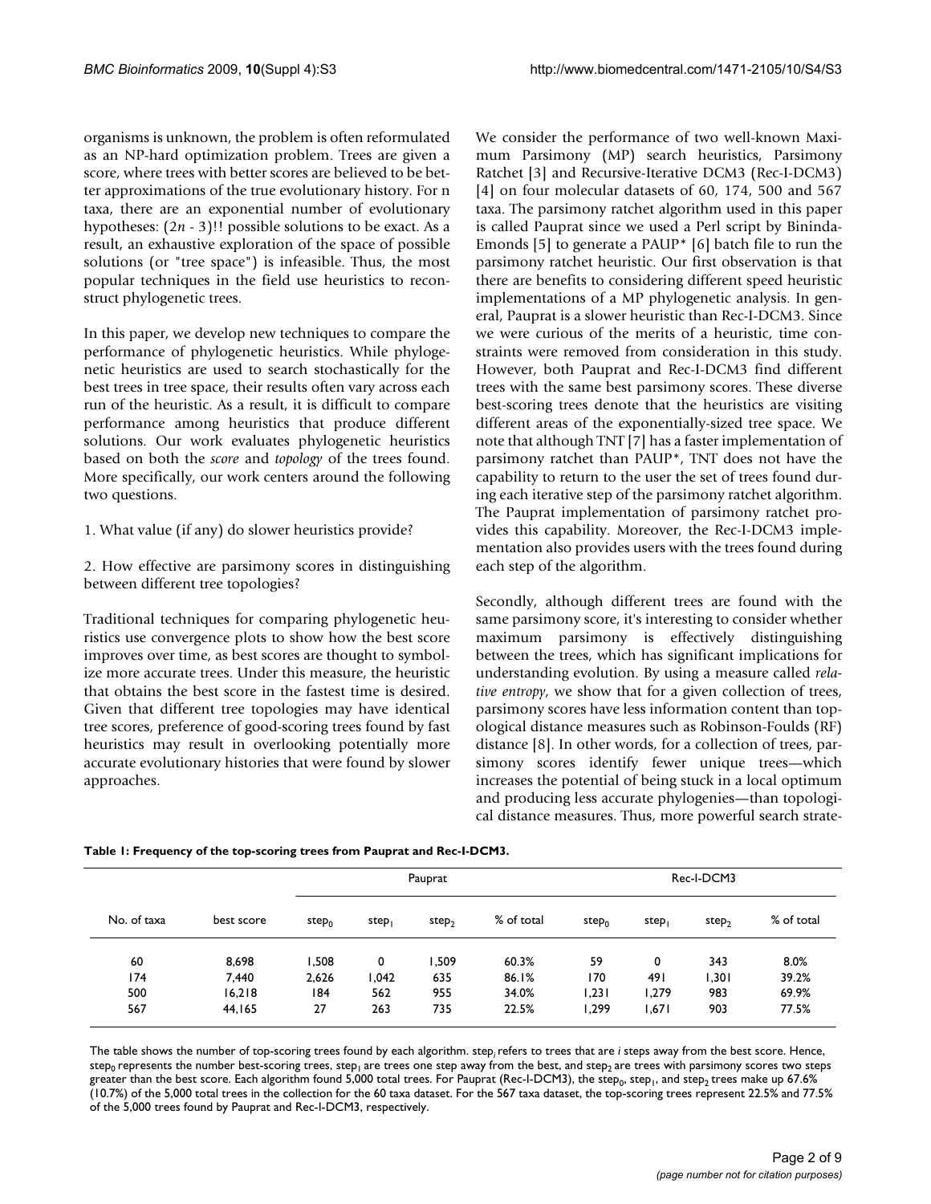organisms is unknown, the problem is often reformulated as an NP-hard optimization problem. Trees are given a score, where trees with better scores are believed to be better approximations of the true evolutionary history. For n taxa, there are an exponential number of evolutionary hypotheses: $(2n - 3)!!$ possible solutions to be exact. As a result, an exhaustive exploration of the space of possible solutions (or "tree space") is infeasible. Thus, the most popular techniques in the field use heuristics to reconstruct phylogenetic trees.

In this paper, we develop new techniques to compare the performance of phylogenetic heuristics. While phylogenetic heuristics are used to search stochastically for the best trees in tree space, their results often vary across each run of the heuristic. As a result, it is difficult to compare performance among heuristics that produce different solutions. Our work evaluates phylogenetic heuristics based on both the *score* and *topology* of the trees found. More specifically, our work centers around the following two questions.

1. What value (if any) do slower heuristics provide?

2. How effective are parsimony scores in distinguishing between different tree topologies?

Traditional techniques for comparing phylogenetic heuristics use convergence plots to show how the best score improves over time, as best scores are thought to symbolize more accurate trees. Under this measure, the heuristic that obtains the best score in the fastest time is desired. Given that different tree topologies may have identical tree scores, preference of good-scoring trees found by fast heuristics may result in overlooking potentially more accurate evolutionary histories that were found by slower approaches.

We consider the performance of two well-known Maximum Parsimony (MP) search heuristics, Parsimony Ratchet [3] and Recursive-Iterative DCM3 (Rec-I-DCM3) [4] on four molecular datasets of 60, 174, 500 and 567 taxa. The parsimony ratchet algorithm used in this paper is called Pauprat since we used a Perl script by Bininda-Emonds [5] to generate a PAUP* [6] batch file to run the parsimony ratchet heuristic. Our first observation is that there are benefits to considering different speed heuristic implementations of a MP phylogenetic analysis. In general, Pauprat is a slower heuristic than Rec-I-DCM3. Since we were curious of the merits of a heuristic, time constraints were removed from consideration in this study. However, both Pauprat and Rec-I-DCM3 find different trees with the same best parsimony scores. These diverse best-scoring trees denote that the heuristics are visiting different areas of the exponentially-sized tree space. We note that although TNT [7] has a faster implementation of parsimony ratchet than PAUP*, TNT does not have the capability to return to the user the set of trees found during each iterative step of the parsimony ratchet algorithm. The Pauprat implementation of parsimony ratchet provides this capability. Moreover, the Rec-I-DCM3 implementation also provides users with the trees found during each step of the algorithm.

Secondly, although different trees are found with the same parsimony score, it's interesting to consider whether maximum parsimony is effectively distinguishing between the trees, which has significant implications for understanding evolution. By using a measure called *relative entropy*, we show that for a given collection of trees, parsimony scores have less information content than topological distance measures such as Robinson-Foulds (RF) distance [8]. In other words, for a collection of trees, parsimony scores identify fewer unique trees—which increases the potential of being stuck in a local optimum and producing less accurate phylogenies—than topological distance measures. Thus, more powerful search strate-

**Table 1: Frequency of the top-scoring trees from Pauprat and Rec-I-DCM3.**

| | | Pauprat | | | | Rec-I-DCM3 | | | |
|---|---|---|---|---|---|---|---|---|---|
| No. of taxa | best score | $step_0$ | $step_1$ | $step_2$ | % of total | $step_0$ | $step_1$ | $step_2$ | % of total |
| 60 | 8,698 | 1,508 | 0 | 1,509 | 60.3% | 59 | 0 | 343 | 8.0% |
| 174 | 7,440 | 2,626 | 1,042 | 635 | 86.1% | 170 | 491 | 1,301 | 39.2% |
| 500 | 16,218 | 184 | 562 | 955 | 34.0% | 1,231 | 1,279 | 983 | 69.9% |
| 567 | 44,165 | 27 | 263 | 735 | 22.5% | 1,299 | 1,671 | 903 | 77.5% |

The table shows the number of top-scoring trees found by each algorithm. $step_i$ refers to trees that are *i* steps away from the best score. Hence, $step_0$ represents the number best-scoring trees, $step_1$ are trees one step away from the best, and $step_2$ are trees with parsimony scores two steps greater than the best score. Each algorithm found 5,000 total trees. For Pauprat (Rec-I-DCM3), the $step_0$, $step_1$, and $step_2$ trees make up 67.6% (10.7%) of the 5,000 total trees in the collection for the 60 taxa dataset. For the 567 taxa dataset, the top-scoring trees represent 22.5% and 77.5% of the 5,000 trees found by Pauprat and Rec-I-DCM3, respectively.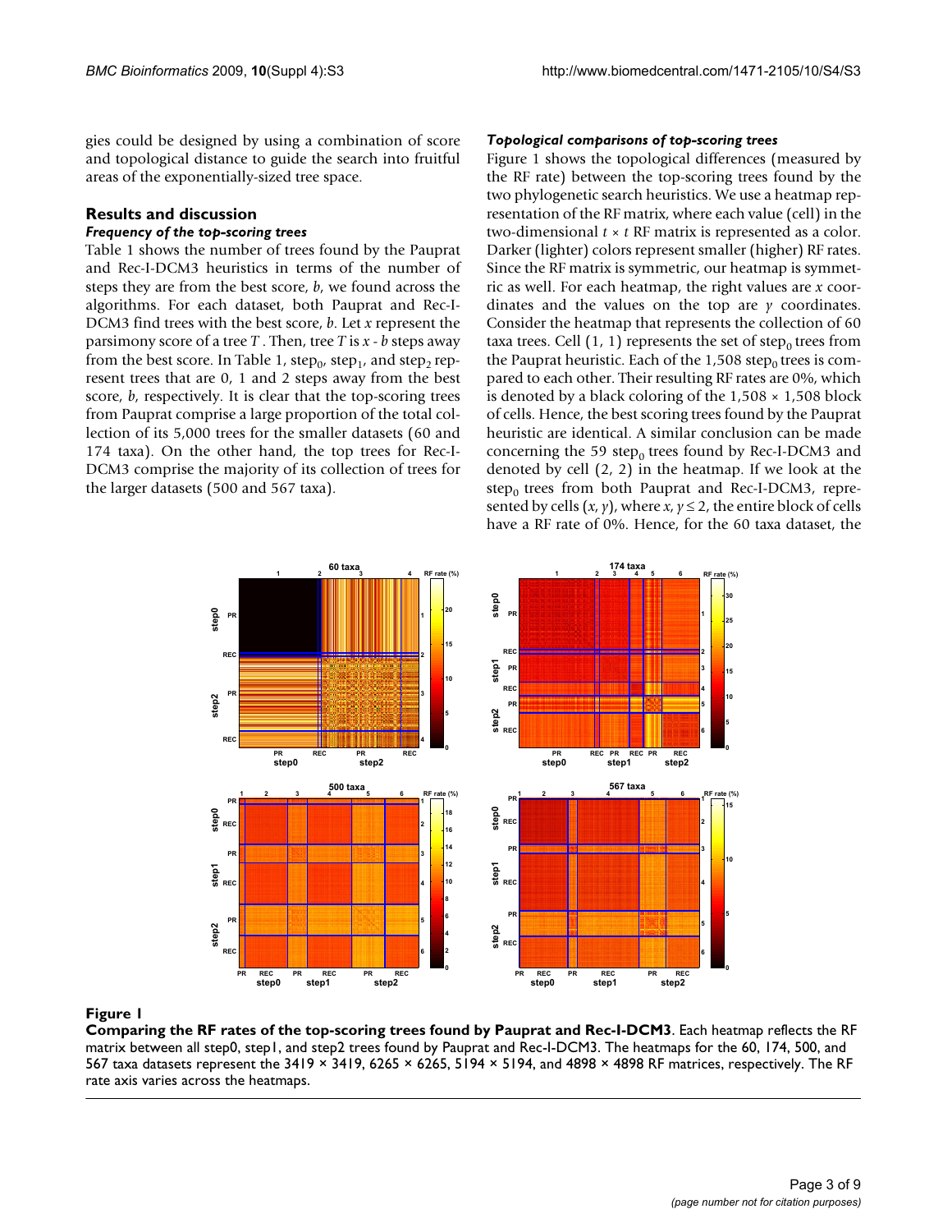gies could be designed by using a combination of score and topological distance to guide the search into fruitful areas of the exponentially-sized tree space.

## Results and discussion

### *Frequency of the top-scoring trees*

Table 1 shows the number of trees found by the Pauprat and Rec-I-DCM3 heuristics in terms of the number of steps they are from the best score, *b*, we found across the algorithms. For each dataset, both Pauprat and Rec-I-DCM3 find trees with the best score, *b*. Let *x* represent the parsimony score of a tree *T*. Then, tree *T* is *x* - *b* steps away from the best score. In Table 1, $step_0$, $step_1$, and $step_2$ represent trees that are 0, 1 and 2 steps away from the best score, *b*, respectively. It is clear that the top-scoring trees from Pauprat comprise a large proportion of the total collection of its 5,000 trees for the smaller datasets (60 and 174 taxa). On the other hand, the top trees for Rec-I-DCM3 comprise the majority of its collection of trees for the larger datasets (500 and 567 taxa).

### *Topological comparisons of top-scoring trees*

Figure 1 shows the topological differences (measured by the RF rate) between the top-scoring trees found by the two phylogenetic search heuristics. We use a heatmap representation of the RF matrix, where each value (cell) in the two-dimensional $t \times t$ RF matrix is represented as a color. Darker (lighter) colors represent smaller (higher) RF rates. Since the RF matrix is symmetric, our heatmap is symmetric as well. For each heatmap, the right values are *x* coordinates and the values on the top are *y* coordinates. Consider the heatmap that represents the collection of 60 taxa trees. Cell (1, 1) represents the set of $step_0$ trees from the Pauprat heuristic. Each of the 1,508 $step_0$ trees is compared to each other. Their resulting RF rates are 0%, which is denoted by a black coloring of the 1,508 × 1,508 block of cells. Hence, the best scoring trees found by the Pauprat heuristic are identical. A similar conclusion can be made concerning the 59 $step_0$ trees found by Rec-I-DCM3 and denoted by cell (2, 2) in the heatmap. If we look at the $step_0$ trees from both Pauprat and Rec-I-DCM3, represented by cells (*x*, *y*), where $x, y \leq 2$, the entire block of cells have a RF rate of 0%. Hence, for the 60 taxa dataset, the

**Figure 1**

**Comparing the RF rates of the top-scoring trees found by Pauprat and Rec-I-DCM3**. Each heatmap reflects the RF matrix between all step0, step1, and step2 trees found by Pauprat and Rec-I-DCM3. The heatmaps for the 60, 174, 500, and 567 taxa datasets represent the 3419 × 3419, 6265 × 6265, 5194 × 5194, and 4898 × 4898 RF matrices, respectively. The RF rate axis varies across the heatmaps.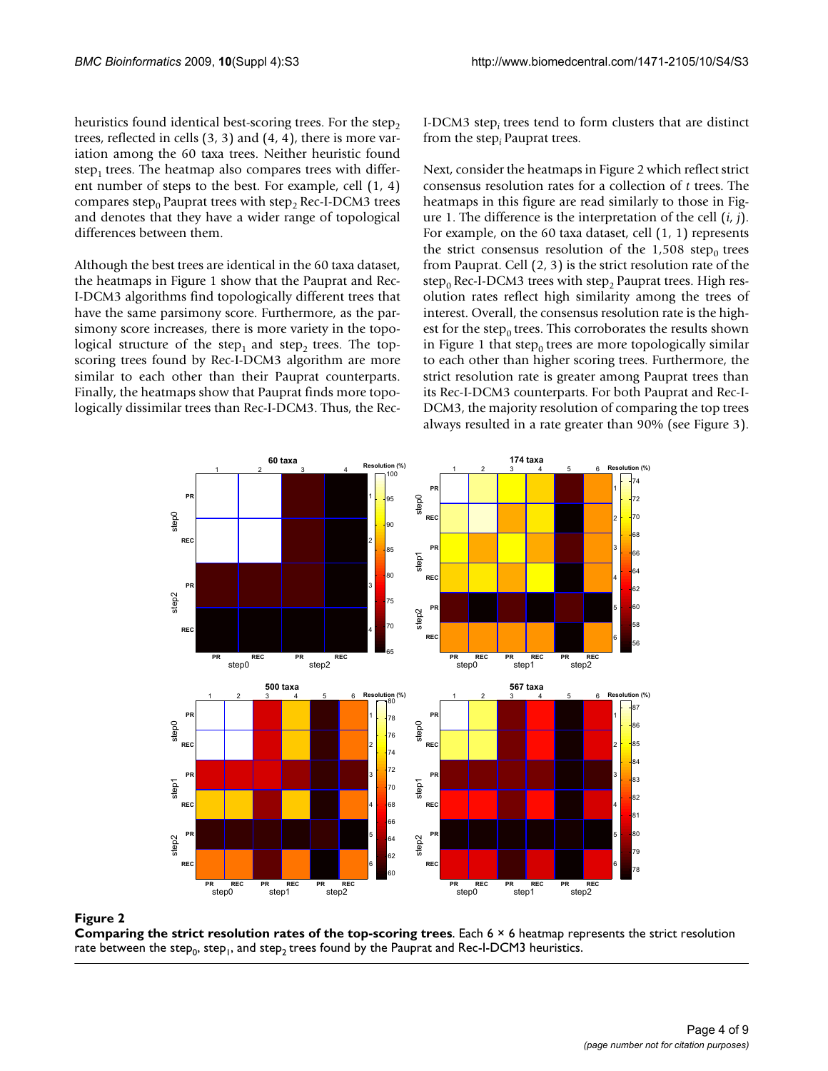heuristics found identical best-scoring trees. For the $step_2$ trees, reflected in cells (3, 3) and (4, 4), there is more variation among the 60 taxa trees. Neither heuristic found $step_1$ trees. The heatmap also compares trees with different number of steps to the best. For example, cell (1, 4) compares $step_0$ Pauprat trees with $step_2$ Rec-I-DCM3 trees and denotes that they have a wider range of topological differences between them.

Although the best trees are identical in the 60 taxa dataset, the heatmaps in Figure 1 show that the Pauprat and Rec-I-DCM3 algorithms find topologically different trees that have the same parsimony score. Furthermore, as the parsimony score increases, there is more variety in the topological structure of the $step_1$ and $step_2$ trees. The top-scoring trees found by Rec-I-DCM3 algorithm are more similar to each other than their Pauprat counterparts. Finally, the heatmaps show that Pauprat finds more topologically dissimilar trees than Rec-I-DCM3. Thus, the Rec-I-DCM3 $step_i$ trees tend to form clusters that are distinct from the $step_i$ Pauprat trees.

Next, consider the heatmaps in Figure 2 which reflect strict consensus resolution rates for a collection of *t* trees. The heatmaps in this figure are read similarly to those in Figure 1. The difference is the interpretation of the cell (*i*, *j*). For example, on the 60 taxa dataset, cell (1, 1) represents the strict consensus resolution of the 1,508 $step_0$ trees from Pauprat. Cell (2, 3) is the strict resolution rate of the $step_0$ Rec-I-DCM3 trees with $step_2$ Pauprat trees. High resolution rates reflect high similarity among the trees of interest. Overall, the consensus resolution rate is the highest for the $step_0$ trees. This corroborates the results shown in Figure 1 that $step_0$ trees are more topologically similar to each other than higher scoring trees. Furthermore, the strict resolution rate is greater among Pauprat trees than its Rec-I-DCM3 counterparts. For both Pauprat and Rec-I-DCM3, the majority resolution of comparing the top trees always resulted in a rate greater than 90% (see Figure 3).

**Figure 2**

**Comparing the strict resolution rates of the top-scoring trees**. Each 6 × 6 heatmap represents the strict resolution rate between the $step_0$, $step_1$, and $step_2$ trees found by the Pauprat and Rec-I-DCM3 heuristics.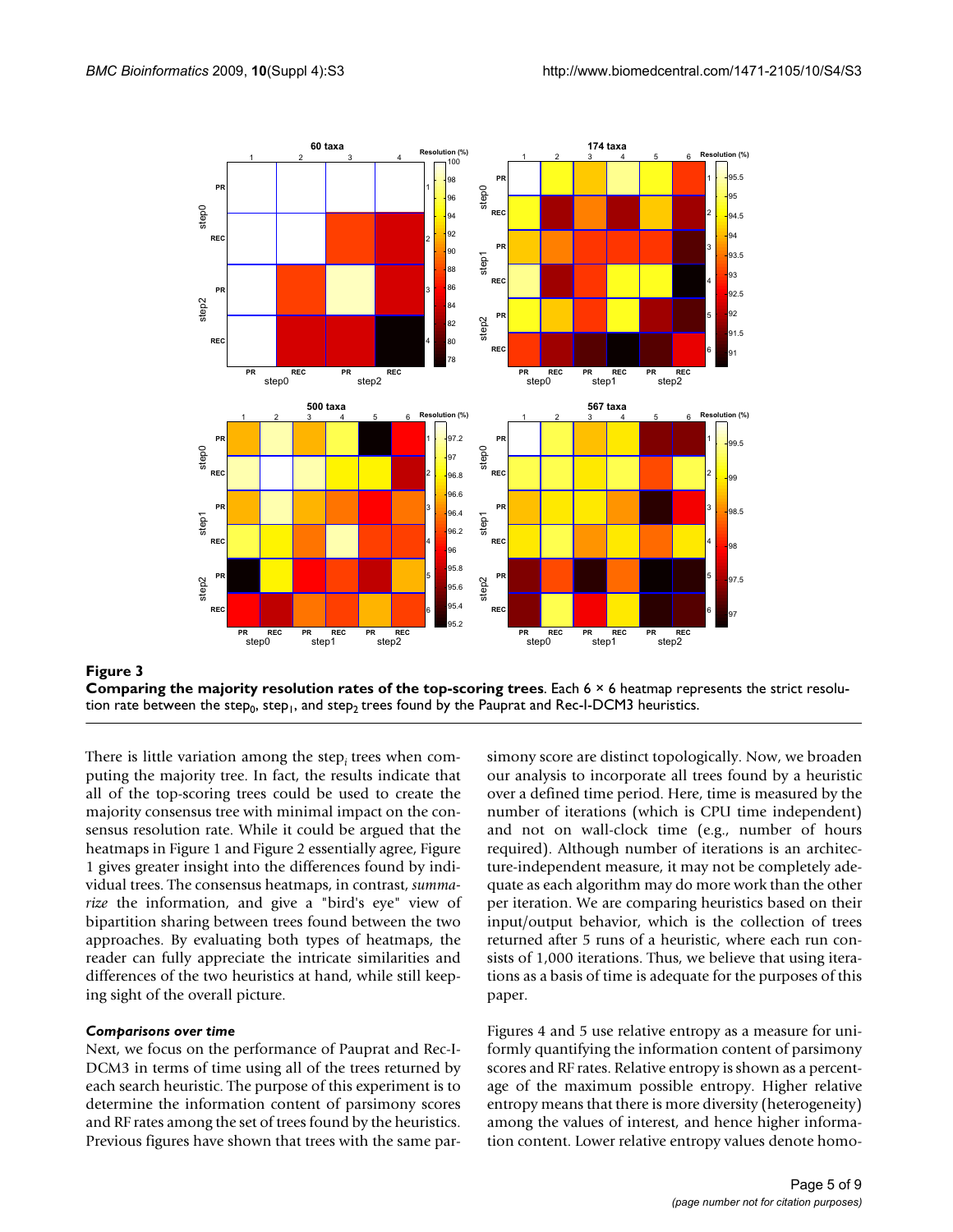**Figure 3**

**Comparing the majority resolution rates of the top-scoring trees**. Each 6 × 6 heatmap represents the strict resolution rate between the $step_0$, $step_1$, and $step_2$ trees found by the Pauprat and Rec-I-DCM3 heuristics.

There is little variation among the $step_i$ trees when computing the majority tree. In fact, the results indicate that all of the top-scoring trees could be used to create the majority consensus tree with minimal impact on the consensus resolution rate. While it could be argued that the heatmaps in Figure 1 and Figure 2 essentially agree, Figure 1 gives greater insight into the differences found by individual trees. The consensus heatmaps, in contrast, *summarize* the information, and give a "bird's eye" view of bipartition sharing between trees found between the two approaches. By evaluating both types of heatmaps, the reader can fully appreciate the intricate similarities and differences of the two heuristics at hand, while still keeping sight of the overall picture.

### *Comparisons over time*

Next, we focus on the performance of Pauprat and Rec-I-DCM3 in terms of time using all of the trees returned by each search heuristic. The purpose of this experiment is to determine the information content of parsimony scores and RF rates among the set of trees found by the heuristics. Previous figures have shown that trees with the same parsimony score are distinct topologically. Now, we broaden our analysis to incorporate all trees found by a heuristic over a defined time period. Here, time is measured by the number of iterations (which is CPU time independent) and not on wall-clock time (e.g., number of hours required). Although number of iterations is an architecture-independent measure, it may not be completely adequate as each algorithm may do more work than the other per iteration. We are comparing heuristics based on their input/output behavior, which is the collection of trees returned after 5 runs of a heuristic, where each run consists of 1,000 iterations. Thus, we believe that using iterations as a basis of time is adequate for the purposes of this paper.

Figures 4 and 5 use relative entropy as a measure for uniformly quantifying the information content of parsimony scores and RF rates. Relative entropy is shown as a percentage of the maximum possible entropy. Higher relative entropy means that there is more diversity (heterogeneity) among the values of interest, and hence higher information content. Lower relative entropy values denote homo-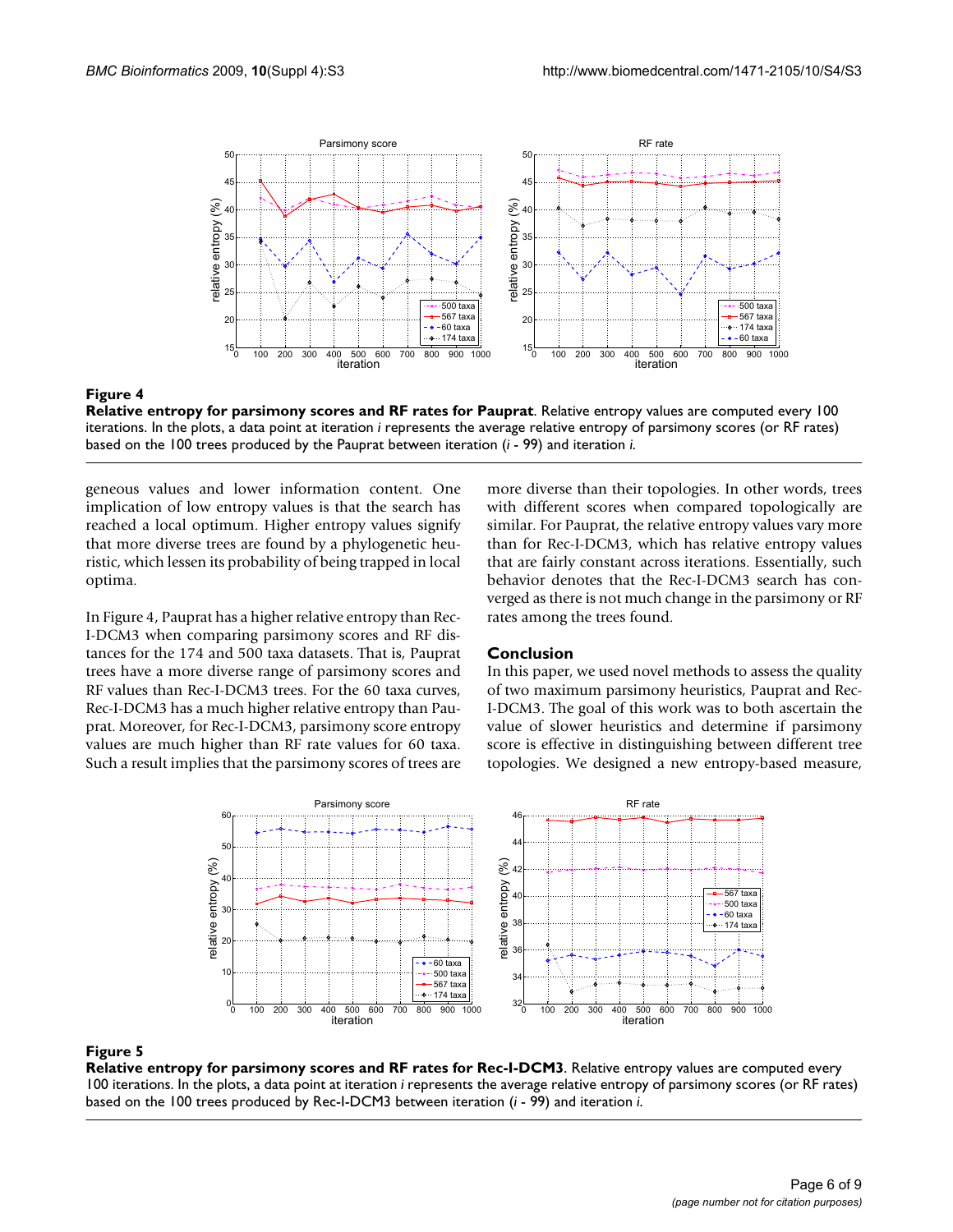**Figure 4**

**Relative entropy for parsimony scores and RF rates for Pauprat**. Relative entropy values are computed every 100 iterations. In the plots, a data point at iteration *i* represents the average relative entropy of parsimony scores (or RF rates) based on the 100 trees produced by the Pauprat between iteration (*i* - 99) and iteration *i*.

geneous values and lower information content. One implication of low entropy values is that the search has reached a local optimum. Higher entropy values signify that more diverse trees are found by a phylogenetic heuristic, which lessen its probability of being trapped in local optima.

In Figure 4, Pauprat has a higher relative entropy than Rec-I-DCM3 when comparing parsimony scores and RF distances for the 174 and 500 taxa datasets. That is, Pauprat trees have a more diverse range of parsimony scores and RF values than Rec-I-DCM3 trees. For the 60 taxa curves, Rec-I-DCM3 has a much higher relative entropy than Pauprat. Moreover, for Rec-I-DCM3, parsimony score entropy values are much higher than RF rate values for 60 taxa. Such a result implies that the parsimony scores of trees are more diverse than their topologies. In other words, trees with different scores when compared topologically are similar. For Pauprat, the relative entropy values vary more than for Rec-I-DCM3, which has relative entropy values that are fairly constant across iterations. Essentially, such behavior denotes that the Rec-I-DCM3 search has converged as there is not much change in the parsimony or RF rates among the trees found.

## Conclusion

In this paper, we used novel methods to assess the quality of two maximum parsimony heuristics, Pauprat and Rec-I-DCM3. The goal of this work was to both ascertain the value of slower heuristics and determine if parsimony score is effective in distinguishing between different tree topologies. We designed a new entropy-based measure,

**Figure 5**

**Relative entropy for parsimony scores and RF rates for Rec-I-DCM3**. Relative entropy values are computed every 100 iterations. In the plots, a data point at iteration *i* represents the average relative entropy of parsimony scores (or RF rates) based on the 100 trees produced by Rec-I-DCM3 between iteration (*i* - 99) and iteration *i*.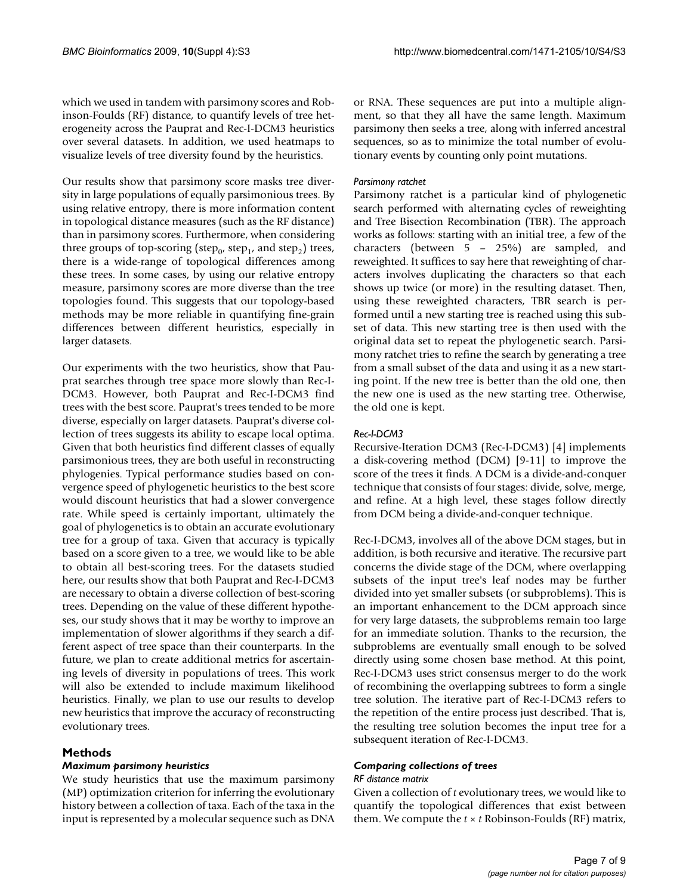which we used in tandem with parsimony scores and Robinson-Foulds (RF) distance, to quantify levels of tree heterogeneity across the Pauprat and Rec-I-DCM3 heuristics over several datasets. In addition, we used heatmaps to visualize levels of tree diversity found by the heuristics.

Our results show that parsimony score masks tree diversity in large populations of equally parsimonious trees. By using relative entropy, there is more information content in topological distance measures (such as the RF distance) than in parsimony scores. Furthermore, when considering three groups of top-scoring ($step_0$, $step_1$, and $step_2$) trees, there is a wide-range of topological differences among these trees. In some cases, by using our relative entropy measure, parsimony scores are more diverse than the tree topologies found. This suggests that our topology-based methods may be more reliable in quantifying fine-grain differences between different heuristics, especially in larger datasets.

Our experiments with the two heuristics, show that Pauprat searches through tree space more slowly than Rec-I-DCM3. However, both Pauprat and Rec-I-DCM3 find trees with the best score. Pauprat's trees tended to be more diverse, especially on larger datasets. Pauprat's diverse collection of trees suggests its ability to escape local optima. Given that both heuristics find different classes of equally parsimonious trees, they are both useful in reconstructing phylogenies. Typical performance studies based on convergence speed of phylogenetic heuristics to the best score would discount heuristics that had a slower convergence rate. While speed is certainly important, ultimately the goal of phylogenetics is to obtain an accurate evolutionary tree for a group of taxa. Given that accuracy is typically based on a score given to a tree, we would like to be able to obtain all best-scoring trees. For the datasets studied here, our results show that both Pauprat and Rec-I-DCM3 are necessary to obtain a diverse collection of best-scoring trees. Depending on the value of these different hypotheses, our study shows that it may be worthy to improve an implementation of slower algorithms if they search a different aspect of tree space than their counterparts. In the future, we plan to create additional metrics for ascertaining levels of diversity in populations of trees. This work will also be extended to include maximum likelihood heuristics. Finally, we plan to use our results to develop new heuristics that improve the accuracy of reconstructing evolutionary trees.

## Methods

### Maximum parsimony heuristics

We study heuristics that use the maximum parsimony (MP) optimization criterion for inferring the evolutionary history between a collection of taxa. Each of the taxa in the input is represented by a molecular sequence such as DNA or RNA. These sequences are put into a multiple alignment, so that they all have the same length. Maximum parsimony then seeks a tree, along with inferred ancestral sequences, so as to minimize the total number of evolutionary events by counting only point mutations.

#### *Parsimony ratchet*

Parsimony ratchet is a particular kind of phylogenetic search performed with alternating cycles of reweighting and Tree Bisection Recombination (TBR). The approach works as follows: starting with an initial tree, a few of the characters (between 5 – 25%) are sampled, and reweighted. It suffices to say here that reweighting of characters involves duplicating the characters so that each shows up twice (or more) in the resulting dataset. Then, using these reweighted characters, TBR search is performed until a new starting tree is reached using this subset of data. This new starting tree is then used with the original data set to repeat the phylogenetic search. Parsimony ratchet tries to refine the search by generating a tree from a small subset of the data and using it as a new starting point. If the new tree is better than the old one, then the new one is used as the new starting tree. Otherwise, the old one is kept.

#### *Rec-I-DCM3*

Recursive-Iteration DCM3 (Rec-I-DCM3) [4] implements a disk-covering method (DCM) [9-11] to improve the score of the trees it finds. A DCM is a divide-and-conquer technique that consists of four stages: divide, solve, merge, and refine. At a high level, these stages follow directly from DCM being a divide-and-conquer technique.

Rec-I-DCM3, involves all of the above DCM stages, but in addition, is both recursive and iterative. The recursive part concerns the divide stage of the DCM, where overlapping subsets of the input tree's leaf nodes may be further divided into yet smaller subsets (or subproblems). This is an important enhancement to the DCM approach since for very large datasets, the subproblems remain too large for an immediate solution. Thanks to the recursion, the subproblems are eventually small enough to be solved directly using some chosen base method. At this point, Rec-I-DCM3 uses strict consensus merger to do the work of recombining the overlapping subtrees to form a single tree solution. The iterative part of Rec-I-DCM3 refers to the repetition of the entire process just described. That is, the resulting tree solution becomes the input tree for a subsequent iteration of Rec-I-DCM3.

### Comparing collections of trees

#### *RF distance matrix*

Given a collection of $t$ evolutionary trees, we would like to quantify the topological differences that exist between them. We compute the $t \times t$ Robinson-Foulds (RF) matrix,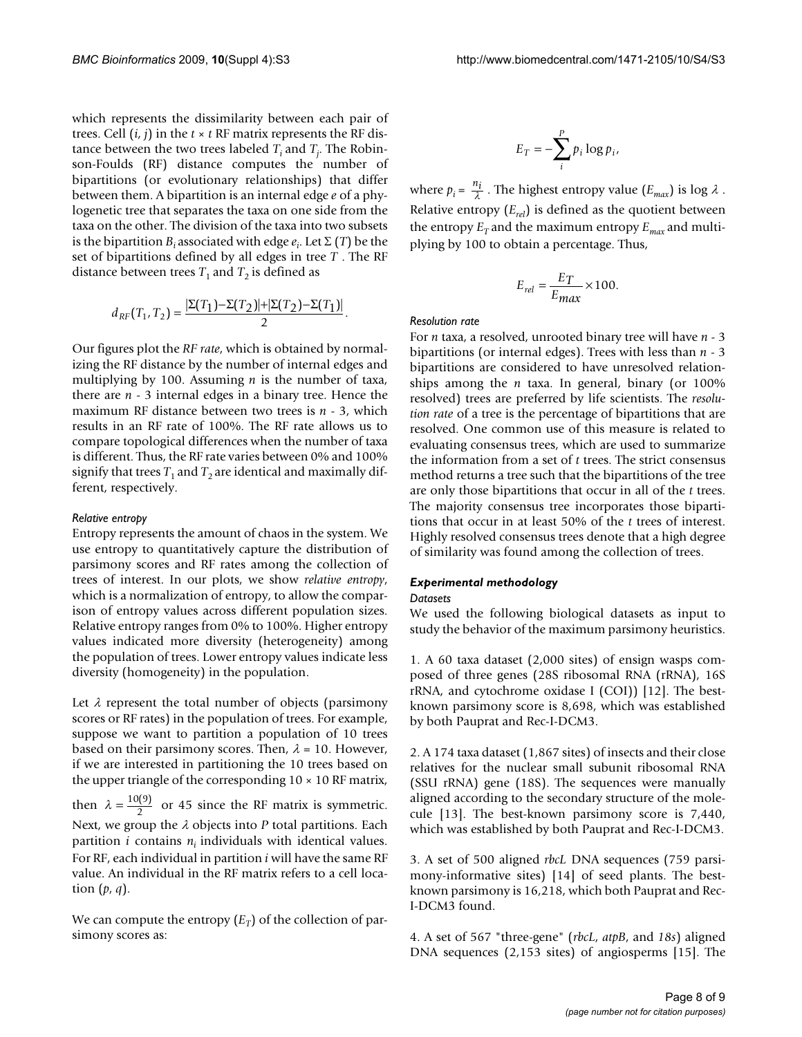which represents the dissimilarity between each pair of trees. Cell $(i, j)$ in the $t \times t$ RF matrix represents the RF distance between the two trees labeled $T_i$ and $T_j$. The Robinson-Foulds (RF) distance computes the number of bipartitions (or evolutionary relationships) that differ between them. A bipartition is an internal edge $e$ of a phylogenetic tree that separates the taxa on one side from the taxa on the other. The division of the taxa into two subsets is the bipartition $B_i$ associated with edge $e_i$. Let $\Sigma(T)$ be the set of bipartitions defined by all edges in tree $T$. The RF distance between trees $T_1$ and $T_2$ is defined as

$$d_{RF}(T_1, T_2) = \frac{|\Sigma(T_1) - \Sigma(T_2)| + |\Sigma(T_2) - \Sigma(T_1)|}{2}.$$

Our figures plot the *RF rate*, which is obtained by normalizing the RF distance by the number of internal edges and multiplying by 100. Assuming $n$ is the number of taxa, there are $n$ - 3 internal edges in a binary tree. Hence the maximum RF distance between two trees is $n$ - 3, which results in an RF rate of 100%. The RF rate allows us to compare topological differences when the number of taxa is different. Thus, the RF rate varies between 0% and 100% signify that trees $T_1$ and $T_2$ are identical and maximally different, respectively.

*Relative entropy*

Entropy represents the amount of chaos in the system. We use entropy to quantitatively capture the distribution of parsimony scores and RF rates among the collection of trees of interest. In our plots, we show *relative entropy*, which is a normalization of entropy, to allow the comparison of entropy values across different population sizes. Relative entropy ranges from 0% to 100%. Higher entropy values indicated more diversity (heterogeneity) among the population of trees. Lower entropy values indicate less diversity (homogeneity) in the population.

Let $\lambda$ represent the total number of objects (parsimony scores or RF rates) in the population of trees. For example, suppose we want to partition a population of 10 trees based on their parsimony scores. Then, $\lambda = 10$. However, if we are interested in partitioning the 10 trees based on the upper triangle of the corresponding $10 \times 10$ RF matrix, then $\lambda = \frac{10(9)}{2}$ or 45 since the RF matrix is symmetric. Next, we group the $\lambda$ objects into $P$ total partitions. Each partition $i$ contains $n_i$ individuals with identical values. For RF, each individual in partition $i$ will have the same RF value. An individual in the RF matrix refers to a cell location $(p, q)$.

We can compute the entropy ($E_T$) of the collection of parsimony scores as:

$$E_T = -\sum_{i}^{P} p_i \log p_i,$$

where $p_i = \frac{n_i}{\lambda}$. The highest entropy value ($E_{max}$) is $\log \lambda$. Relative entropy ($E_{rel}$) is defined as the quotient between the entropy $E_T$ and the maximum entropy $E_{max}$ and multiplying by 100 to obtain a percentage. Thus,

$$E_{rel} = \frac{E_T}{E_{max}} \times 100.$$

*Resolution rate*

For $n$ taxa, a resolved, unrooted binary tree will have $n$ - 3 bipartitions (or internal edges). Trees with less than $n$ - 3 bipartitions are considered to have unresolved relationships among the $n$ taxa. In general, binary (or 100% resolved) trees are preferred by life scientists. The *resolution rate* of a tree is the percentage of bipartitions that are resolved. One common use of this measure is related to evaluating consensus trees, which are used to summarize the information from a set of $t$ trees. The strict consensus method returns a tree such that the bipartitions of the tree are only those bipartitions that occur in all of the $t$ trees. The majority consensus tree incorporates those bipartitions that occur in at least 50% of the $t$ trees of interest. Highly resolved consensus trees denote that a high degree of similarity was found among the collection of trees.

### *Experimental methodology*

*Datasets*

We used the following biological datasets as input to study the behavior of the maximum parsimony heuristics.

1. A 60 taxa dataset (2,000 sites) of ensign wasps composed of three genes (28S ribosomal RNA (rRNA), 16S rRNA, and cytochrome oxidase I (COI)) [12]. The best-known parsimony score is 8,698, which was established by both Pauprat and Rec-I-DCM3.

2. A 174 taxa dataset (1,867 sites) of insects and their close relatives for the nuclear small subunit ribosomal RNA (SSU rRNA) gene (18S). The sequences were manually aligned according to the secondary structure of the molecule [13]. The best-known parsimony score is 7,440, which was established by both Pauprat and Rec-I-DCM3.

3. A set of 500 aligned *rbcL* DNA sequences (759 parsimony-informative sites) [14] of seed plants. The best-known parsimony is 16,218, which both Pauprat and Rec-I-DCM3 found.

4. A set of 567 "three-gene" (*rbcL*, *atpB*, and *18s*) aligned DNA sequences (2,153 sites) of angiosperms [15]. The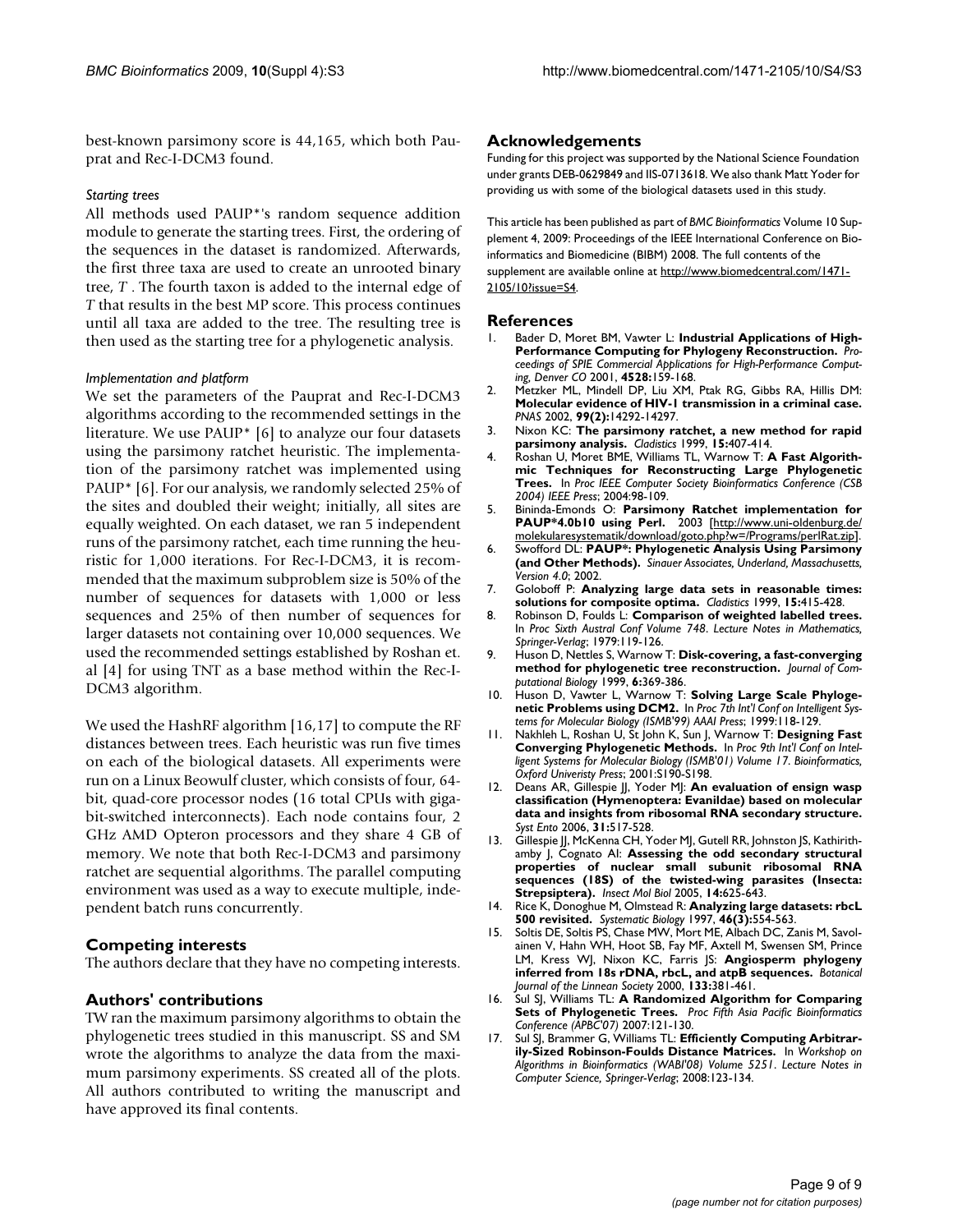best-known parsimony score is 44,165, which both Pauprat and Rec-I-DCM3 found.

#### *Starting trees*

All methods used PAUP*'s random sequence addition module to generate the starting trees. First, the ordering of the sequences in the dataset is randomized. Afterwards, the first three taxa are used to create an unrooted binary tree, $T$. The fourth taxon is added to the internal edge of $T$ that results in the best MP score. This process continues until all taxa are added to the tree. The resulting tree is then used as the starting tree for a phylogenetic analysis.

#### *Implementation and platform*

We set the parameters of the Pauprat and Rec-I-DCM3 algorithms according to the recommended settings in the literature. We use PAUP* [6] to analyze our four datasets using the parsimony ratchet heuristic. The implementation of the parsimony ratchet was implemented using PAUP* [6]. For our analysis, we randomly selected 25% of the sites and doubled their weight; initially, all sites are equally weighted. On each dataset, we ran 5 independent runs of the parsimony ratchet, each time running the heuristic for 1,000 iterations. For Rec-I-DCM3, it is recommended that the maximum subproblem size is 50% of the number of sequences for datasets with 1,000 or less sequences and 25% of then number of sequences for larger datasets not containing over 10,000 sequences. We used the recommended settings established by Roshan et. al [4] for using TNT as a base method within the Rec-I-DCM3 algorithm.

We used the HashRF algorithm [16,17] to compute the RF distances between trees. Each heuristic was run five times on each of the biological datasets. All experiments were run on a Linux Beowulf cluster, which consists of four, 64-bit, quad-core processor nodes (16 total CPUs with gigabit-switched interconnects). Each node contains four, 2 GHz AMD Opteron processors and they share 4 GB of memory. We note that both Rec-I-DCM3 and parsimony ratchet are sequential algorithms. The parallel computing environment was used as a way to execute multiple, independent batch runs concurrently.

## Competing interests

The authors declare that they have no competing interests.

## Authors' contributions

TW ran the maximum parsimony algorithms to obtain the phylogenetic trees studied in this manuscript. SS and SM wrote the algorithms to analyze the data from the maximum parsimony experiments. SS created all of the plots. All authors contributed to writing the manuscript and have approved its final contents.

## Acknowledgements

Funding for this project was supported by the National Science Foundation under grants DEB-0629849 and IIS-0713618. We also thank Matt Yoder for providing us with some of the biological datasets used in this study.

This article has been published as part of *BMC Bioinformatics* Volume 10 Supplement 4, 2009: Proceedings of the IEEE International Conference on Bioinformatics and Biomedicine (BIBM) 2008. The full contents of the supplement are available online at http://www.biomedcentral.com/1471-2105/10?issue=S4.

## References

1. Bader D, Moret BM, Vawter L: **Industrial Applications of High-Performance Computing for Phylogeny Reconstruction.** *Proceedings of SPIE Commercial Applications for High-Performance Computing, Denver CO* 2001, **4528:**159-168.
2. Metzker ML, Mindell DP, Liu XM, Ptak RG, Gibbs RA, Hillis DM: **Molecular evidence of HIV-1 transmission in a criminal case.** *PNAS* 2002, **99(2):**14292-14297.
3. Nixon KC: **The parsimony ratchet, a new method for rapid parsimony analysis.** *Cladistics* 1999, **15:**407-414.
4. Roshan U, Moret BME, Williams TL, Warnow T: **A Fast Algorithmic Techniques for Reconstructing Large Phylogenetic Trees.** In *Proc IEEE Computer Society Bioinformatics Conference (CSB 2004) IEEE Press*; 2004:98-109.
5. Bininda-Emonds O: **Parsimony Ratchet implementation for PAUP*4.0b10 using Perl.** 2003 [http://www.uni-oldenburg.de/molekularesystematik/download/goto.php?w=/Programs/perlRat.zip].
6. Swofford DL: **PAUP*: Phylogenetic Analysis Using Parsimony (and Other Methods).** *Sinauer Associates, Underland, Massachusetts, Version 4.0*; 2002.
7. Goloboff P: **Analyzing large data sets in reasonable times: solutions for composite optima.** *Cladistics* 1999, **15:**415-428.
8. Robinson D, Foulds L: **Comparison of weighted labelled trees.** In *Proc Sixth Austral Conf Volume 748. Lecture Notes in Mathematics, Springer-Verlag*; 1979:119-126.
9. Huson D, Nettles S, Warnow T: **Disk-covering, a fast-converging method for phylogenetic tree reconstruction.** *Journal of Computational Biology* 1999, **6:**369-386.
10. Huson D, Vawter L, Warnow T: **Solving Large Scale Phylogenetic Problems using DCM2.** In *Proc 7th Int'l Conf on Intelligent Systems for Molecular Biology (ISMB'99) AAAI Press*; 1999:118-129.
11. Nakhleh L, Roshan U, St John K, Sun J, Warnow T: **Designing Fast Converging Phylogenetic Methods.** In *Proc 9th Int'l Conf on Intelligent Systems for Molecular Biology (ISMB'01) Volume 17. Bioinformatics, Oxford Univeristy Press*; 2001:S190-S198.
12. Deans AR, Gillespie JJ, Yoder MJ: **An evaluation of ensign wasp classification (Hymenoptera: Evanildae) based on molecular data and insights from ribosomal RNA secondary structure.** *Syst Ento* 2006, **31:**517-528.
13. Gillespie JJ, McKenna CH, Yoder MJ, Gutell RR, Johnston JS, Kathirithamby J, Cognato AI: **Assessing the odd secondary structural properties of nuclear small subunit ribosomal RNA sequences (18S) of the twisted-wing parasites (Insecta: Strepsiptera).** *Insect Mol Biol* 2005, **14:**625-643.
14. Rice K, Donoghue M, Olmstead R: **Analyzing large datasets: rbcL 500 revisited.** *Systematic Biology* 1997, **46(3):**554-563.
15. Soltis DE, Soltis PS, Chase MW, Mort ME, Albach DC, Zanis M, Savolainen V, Hahn WH, Hoot SB, Fay MF, Axtell M, Swensen SM, Prince LM, Kress WJ, Nixon KC, Farris JS: **Angiosperm phylogeny inferred from 18s rDNA, rbcL, and atpB sequences.** *Botanical Journal of the Linnean Society* 2000, **133:**381-461.
16. Sul SJ, Williams TL: **A Randomized Algorithm for Comparing Sets of Phylogenetic Trees.** *Proc Fifth Asia Pacific Bioinformatics Conference (APBC'07)* 2007:121-130.
17. Sul SJ, Brammer G, Williams TL: **Efficiently Computing Arbitrarily-Sized Robinson-Foulds Distance Matrices.** In *Workshop on Algorithms in Bioinformatics (WABI'08) Volume 5251. Lecture Notes in Computer Science, Springer-Verlag*; 2008:123-134.